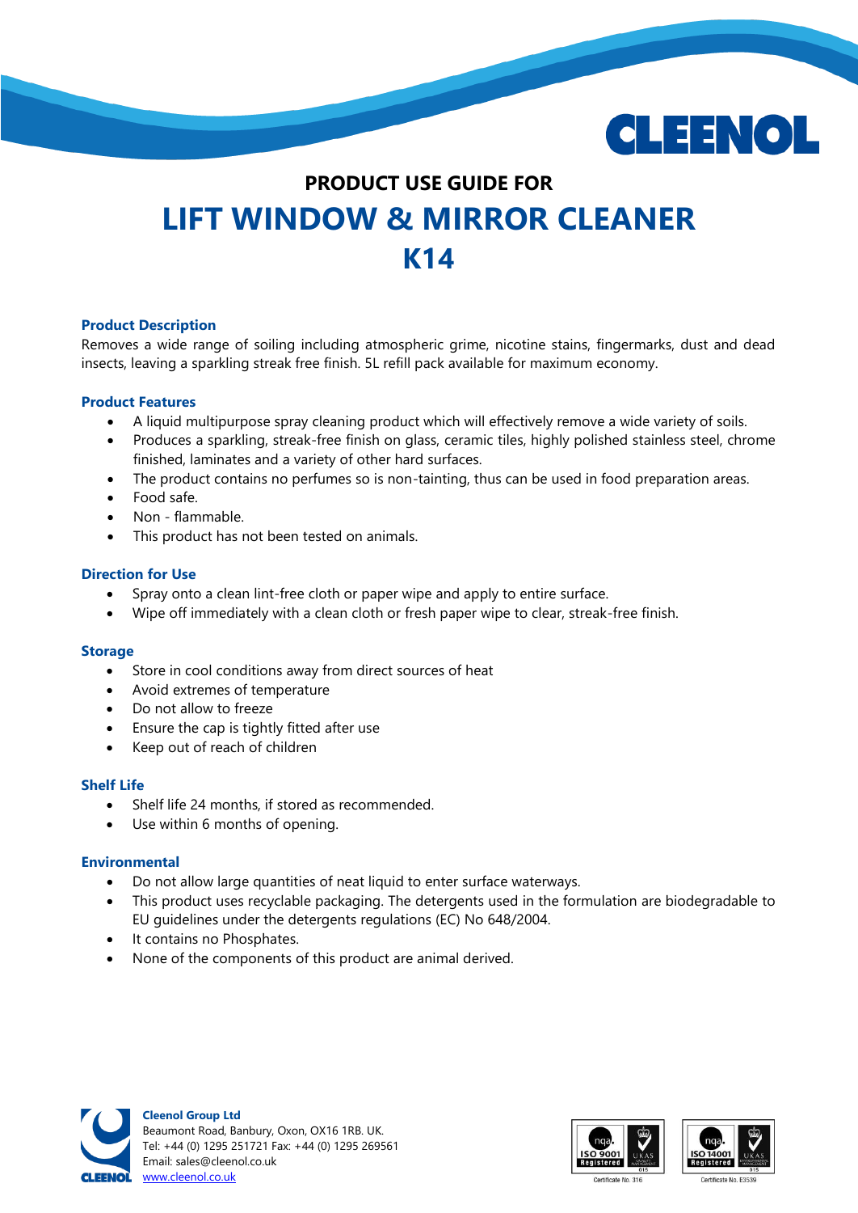# PRODUCT USE GUIDE FOR

# LIFT WINDOW & MIRROR CLEANER

# K14

### Product Description

Removes a wide range of soiling including atmospheric grime, nicotine stains, fingermarks, dust and dead insects, leaving a sparkling streak free finish. 5L refill pack available for maximum economy.

### Product Features

- A liquid multipurpose spray cleaning product which will effectively remove a wide variety of soils.
- Produces a sparkling, streak-free finish on glass, ceramic tiles, highly polished stainless steel, chrome finished, laminates and a variety of other hard surfaces.
- The product contains no perfumes so is non-tainting, thus can be used in food preparation areas.
- Food safe.
- Non - flammable.
- This product has not been tested on animals.

### Direction for Use

- Spray onto a clean lint-free cloth or paper wipe and apply to entire surface.
- Wipe off immediately with a clean cloth or fresh paper wipe to clear, streak-free finish.

### Storage

- Store in cool conditions away from direct sources of heat
- Avoid extremes of temperature
- Do not allow to freeze
- Ensure the cap is tightly fitted after use
- Keep out of reach of children

### Shelf Life

- Shelf life 24 months, if stored as recommended.
- Use within 6 months of opening.

### Environmental

- Do not allow large quantities of neat liquid to enter surface waterways.
- This product uses recyclable packaging. The detergents used in the formulation are biodegradable to EU guidelines under the detergents regulations (EC) No 648/2004.
- It contains no Phosphates.
- None of the components of this product are animal derived.

**Cleenol Group Ltd**
Beaumont Road, Banbury, Oxon, OX16 1RB. UK.
Tel: +44 (0) 1295 251721 Fax: +44 (0) 1295 269561
Email: sales@cleenol.co.uk
www.cleenol.co.uk

ISO 9001 Registered — Certificate No. 316
ISO 14001 Registered — Certificate No. E3539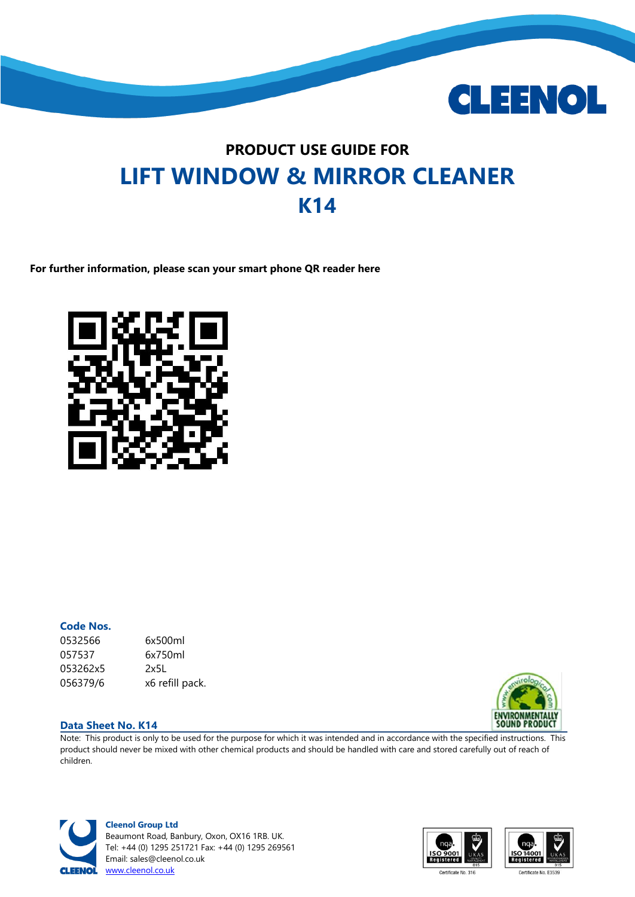PRODUCT USE GUIDE FOR

# LIFT WINDOW & MIRROR CLEANER

# K14

**For further information, please scan your smart phone QR reader here**

### Code Nos.

| | |
|---|---|
| 0532566 | 6x500ml |
| 057537 | 6x750ml |
| 053262x5 | 2x5L |
| 056379/6 | x6 refill pack. |

### Data Sheet No. K14

Note: This product is only to be used for the purpose for which it was intended and in accordance with the specified instructions. This product should never be mixed with other chemical products and should be handled with care and stored carefully out of reach of children.

**Cleenol Group Ltd**
Beaumont Road, Banbury, Oxon, OX16 1RB. UK.
Tel: +44 (0) 1295 251721 Fax: +44 (0) 1295 269561
Email: sales@cleenol.co.uk
www.cleenol.co.uk

Certificate No. 316

Certificate No. E3539